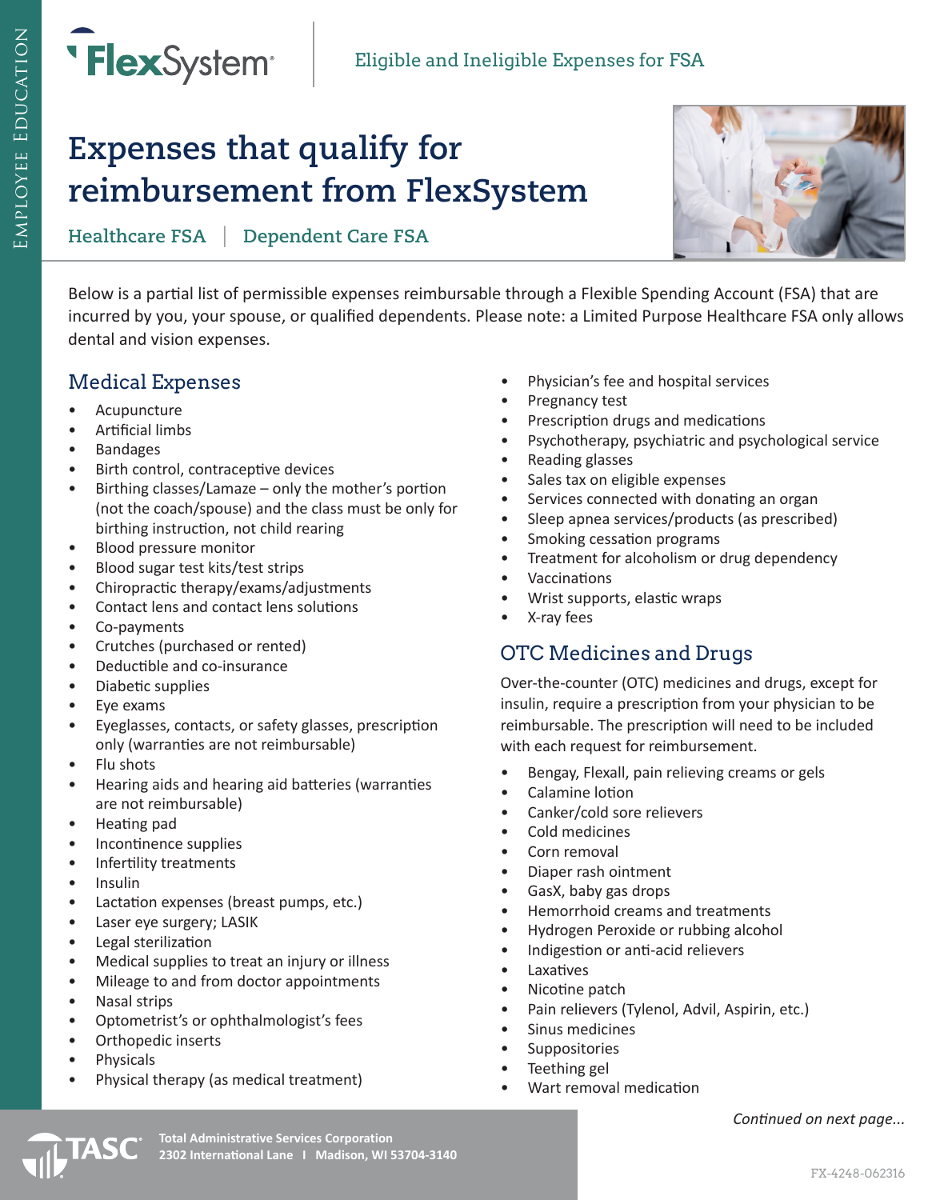FlexSystem

Eligible and Ineligible Expenses for FSA

# Expenses that qualify for reimbursement from FlexSystem

**Healthcare FSA | Dependent Care FSA**

Below is a partial list of permissible expenses reimbursable through a Flexible Spending Account (FSA) that are incurred by you, your spouse, or qualified dependents. Please note: a Limited Purpose Healthcare FSA only allows dental and vision expenses.

## Medical Expenses

- Acupuncture
- Artificial limbs
- Bandages
- Birth control, contraceptive devices
- Birthing classes/Lamaze – only the mother's portion (not the coach/spouse) and the class must be only for birthing instruction, not child rearing
- Blood pressure monitor
- Blood sugar test kits/test strips
- Chiropractic therapy/exams/adjustments
- Contact lens and contact lens solutions
- Co-payments
- Crutches (purchased or rented)
- Deductible and co-insurance
- Diabetic supplies
- Eye exams
- Eyeglasses, contacts, or safety glasses, prescription only (warranties are not reimbursable)
- Flu shots
- Hearing aids and hearing aid batteries (warranties are not reimbursable)
- Heating pad
- Incontinence supplies
- Infertility treatments
- Insulin
- Lactation expenses (breast pumps, etc.)
- Laser eye surgery; LASIK
- Legal sterilization
- Medical supplies to treat an injury or illness
- Mileage to and from doctor appointments
- Nasal strips
- Optometrist's or ophthalmologist's fees
- Orthopedic inserts
- Physicals
- Physical therapy (as medical treatment)
- Physician's fee and hospital services
- Pregnancy test
- Prescription drugs and medications
- Psychotherapy, psychiatric and psychological service
- Reading glasses
- Sales tax on eligible expenses
- Services connected with donating an organ
- Sleep apnea services/products (as prescribed)
- Smoking cessation programs
- Treatment for alcoholism or drug dependency
- Vaccinations
- Wrist supports, elastic wraps
- X-ray fees

## OTC Medicines and Drugs

Over-the-counter (OTC) medicines and drugs, except for insulin, require a prescription from your physician to be reimbursable. The prescription will need to be included with each request for reimbursement.

- Bengay, Flexall, pain relieving creams or gels
- Calamine lotion
- Canker/cold sore relievers
- Cold medicines
- Corn removal
- Diaper rash ointment
- GasX, baby gas drops
- Hemorrhoid creams and treatments
- Hydrogen Peroxide or rubbing alcohol
- Indigestion or anti-acid relievers
- Laxatives
- Nicotine patch
- Pain relievers (Tylenol, Advil, Aspirin, etc.)
- Sinus medicines
- Suppositories
- Teething gel
- Wart removal medication

*Continued on next page...*

**Total Administrative Services Corporation**
**2302 International Lane | Madison, WI 53704-3140**

FX-4248-062316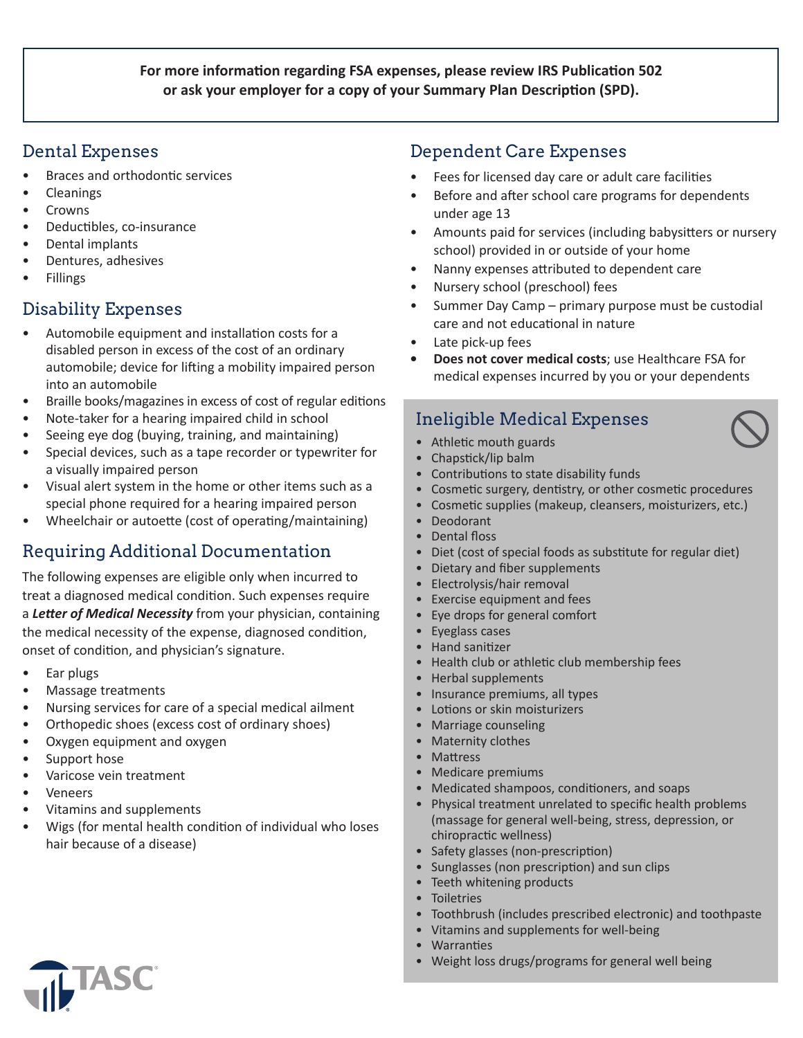**For more information regarding FSA expenses, please review IRS Publication 502 or ask your employer for a copy of your Summary Plan Description (SPD).**

## Dental Expenses

- Braces and orthodontic services
- Cleanings
- Crowns
- Deductibles, co-insurance
- Dental implants
- Dentures, adhesives
- Fillings

## Disability Expenses

- Automobile equipment and installation costs for a disabled person in excess of the cost of an ordinary automobile; device for lifting a mobility impaired person into an automobile
- Braille books/magazines in excess of cost of regular editions
- Note-taker for a hearing impaired child in school
- Seeing eye dog (buying, training, and maintaining)
- Special devices, such as a tape recorder or typewriter for a visually impaired person
- Visual alert system in the home or other items such as a special phone required for a hearing impaired person
- Wheelchair or autoette (cost of operating/maintaining)

## Requiring Additional Documentation

The following expenses are eligible only when incurred to treat a diagnosed medical condition. Such expenses require a ***Letter of Medical Necessity*** from your physician, containing the medical necessity of the expense, diagnosed condition, onset of condition, and physician's signature.

- Ear plugs
- Massage treatments
- Nursing services for care of a special medical ailment
- Orthopedic shoes (excess cost of ordinary shoes)
- Oxygen equipment and oxygen
- Support hose
- Varicose vein treatment
- Veneers
- Vitamins and supplements
- Wigs (for mental health condition of individual who loses hair because of a disease)

## Dependent Care Expenses

- Fees for licensed day care or adult care facilities
- Before and after school care programs for dependents under age 13
- Amounts paid for services (including babysitters or nursery school) provided in or outside of your home
- Nanny expenses attributed to dependent care
- Nursery school (preschool) fees
- Summer Day Camp – primary purpose must be custodial care and not educational in nature
- Late pick-up fees
- **Does not cover medical costs**; use Healthcare FSA for medical expenses incurred by you or your dependents

## Ineligible Medical Expenses

- Athletic mouth guards
- Chapstick/lip balm
- Contributions to state disability funds
- Cosmetic surgery, dentistry, or other cosmetic procedures
- Cosmetic supplies (makeup, cleansers, moisturizers, etc.)
- Deodorant
- Dental floss
- Diet (cost of special foods as substitute for regular diet)
- Dietary and fiber supplements
- Electrolysis/hair removal
- Exercise equipment and fees
- Eye drops for general comfort
- Eyeglass cases
- Hand sanitizer
- Health club or athletic club membership fees
- Herbal supplements
- Insurance premiums, all types
- Lotions or skin moisturizers
- Marriage counseling
- Maternity clothes
- Mattress
- Medicare premiums
- Medicated shampoos, conditioners, and soaps
- Physical treatment unrelated to specific health problems (massage for general well-being, stress, depression, or chiropractic wellness)
- Safety glasses (non-prescription)
- Sunglasses (non prescription) and sun clips
- Teeth whitening products
- Toiletries
- Toothbrush (includes prescribed electronic) and toothpaste
- Vitamins and supplements for well-being
- Warranties
- Weight loss drugs/programs for general well being